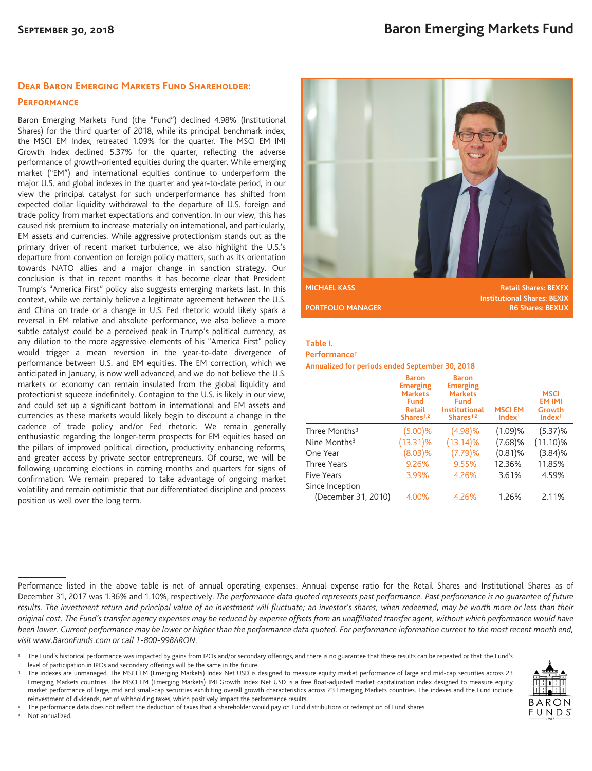# Baron Emerging Markets Fund

**September 30, 2018**

## Dear Baron Emerging Markets Fund Shareholder:

### Performance

Baron Emerging Markets Fund (the "Fund") declined 4.98% (Institutional Shares) for the third quarter of 2018, while its principal benchmark index, the MSCI EM Index, retreated 1.09% for the quarter. The MSCI EM IMI Growth Index declined 5.37% for the quarter, reflecting the adverse performance of growth-oriented equities during the quarter. While emerging market ("EM") and international equities continue to underperform the major U.S. and global indexes in the quarter and year-to-date period, in our view the principal catalyst for such underperformance has shifted from expected dollar liquidity withdrawal to the departure of U.S. foreign and trade policy from market expectations and convention. In our view, this has caused risk premium to increase materially on international, and particularly, EM assets and currencies. While aggressive protectionism stands out as the primary driver of recent market turbulence, we also highlight the U.S.'s departure from convention on foreign policy matters, such as its orientation towards NATO allies and a major change in sanction strategy. Our conclusion is that in recent months it has become clear that President Trump's "America First" policy also suggests emerging markets last. In this context, while we certainly believe a legitimate agreement between the U.S. and China on trade or a change in U.S. Fed rhetoric would likely spark a reversal in EM relative and absolute performance, we also believe a more subtle catalyst could be a perceived peak in Trump's political currency, as any dilution to the more aggressive elements of his "America First" policy would trigger a mean reversion in the year-to-date divergence of performance between U.S. and EM equities. The EM correction, which we anticipated in January, is now well advanced, and we do not believe the U.S. markets or economy can remain insulated from the global liquidity and protectionist squeeze indefinitely. Contagion to the U.S. is likely in our view, and could set up a significant bottom in international and EM assets and currencies as these markets would likely begin to discount a change in the cadence of trade policy and/or Fed rhetoric. We remain generally enthusiastic regarding the longer-term prospects for EM equities based on the pillars of improved political direction, productivity enhancing reforms, and greater access by private sector entrepreneurs. Of course, we will be following upcoming elections in coming months and quarters for signs of confirmation. We remain prepared to take advantage of ongoing market volatility and remain optimistic that our differentiated discipline and process position us well over the long term.

**MICHAEL KASS**
**PORTFOLIO MANAGER**

Retail Shares: BEXFX
Institutional Shares: BEXIX
R6 Shares: BEXUX

**Table I.**
**Performance†**
**Annualized for periods ended September 30, 2018**

| | Baron Emerging Markets Fund Retail Shares[1,2] | Baron Emerging Markets Fund Institutional Shares[1,2] | MSCI EM Index[1] | MSCI EM IMI Growth Index[1] |
|---|---|---|---|---|
| Three Months[3] | (5.00)% | (4.98)% | (1.09)% | (5.37)% |
| Nine Months[3] | (13.31)% | (13.14)% | (7.68)% | (11.10)% |
| One Year | (8.03)% | (7.79)% | (0.81)% | (3.84)% |
| Three Years | 9.26% | 9.55% | 12.36% | 11.85% |
| Five Years | 3.99% | 4.26% | 3.61% | 4.59% |
| Since Inception (December 31, 2010) | 4.00% | 4.26% | 1.26% | 2.11% |

Performance listed in the above table is net of annual operating expenses. Annual expense ratio for the Retail Shares and Institutional Shares as of December 31, 2017 was 1.36% and 1.10%, respectively. *The performance data quoted represents past performance. Past performance is no guarantee of future results. The investment return and principal value of an investment will fluctuate; an investor's shares, when redeemed, may be worth more or less than their original cost. The Fund's transfer agency expenses may be reduced by expense offsets from an unaffiliated transfer agent, without which performance would have been lower. Current performance may be lower or higher than the performance data quoted. For performance information current to the most recent month end, visit www.BaronFunds.com or call 1-800-99BARON.*

† The Fund's historical performance was impacted by gains from IPOs and/or secondary offerings, and there is no guarantee that these results can be repeated or that the Fund's level of participation in IPOs and secondary offerings will be the same in the future.

1 The indexes are unmanaged. The MSCI EM (Emerging Markets) Index Net USD is designed to measure equity market performance of large and mid-cap securities across 23 Emerging Markets countries. The MSCI EM (Emerging Markets) IMI Growth Index Net USD is a free float-adjusted market capitalization index designed to measure equity market performance of large, mid and small-cap securities exhibiting overall growth characteristics across 23 Emerging Markets countries. The indexes and the Fund include reinvestment of dividends, net of withholding taxes, which positively impact the performance results.

2 The performance data does not reflect the deduction of taxes that a shareholder would pay on Fund distributions or redemption of Fund shares.

3 Not annualized.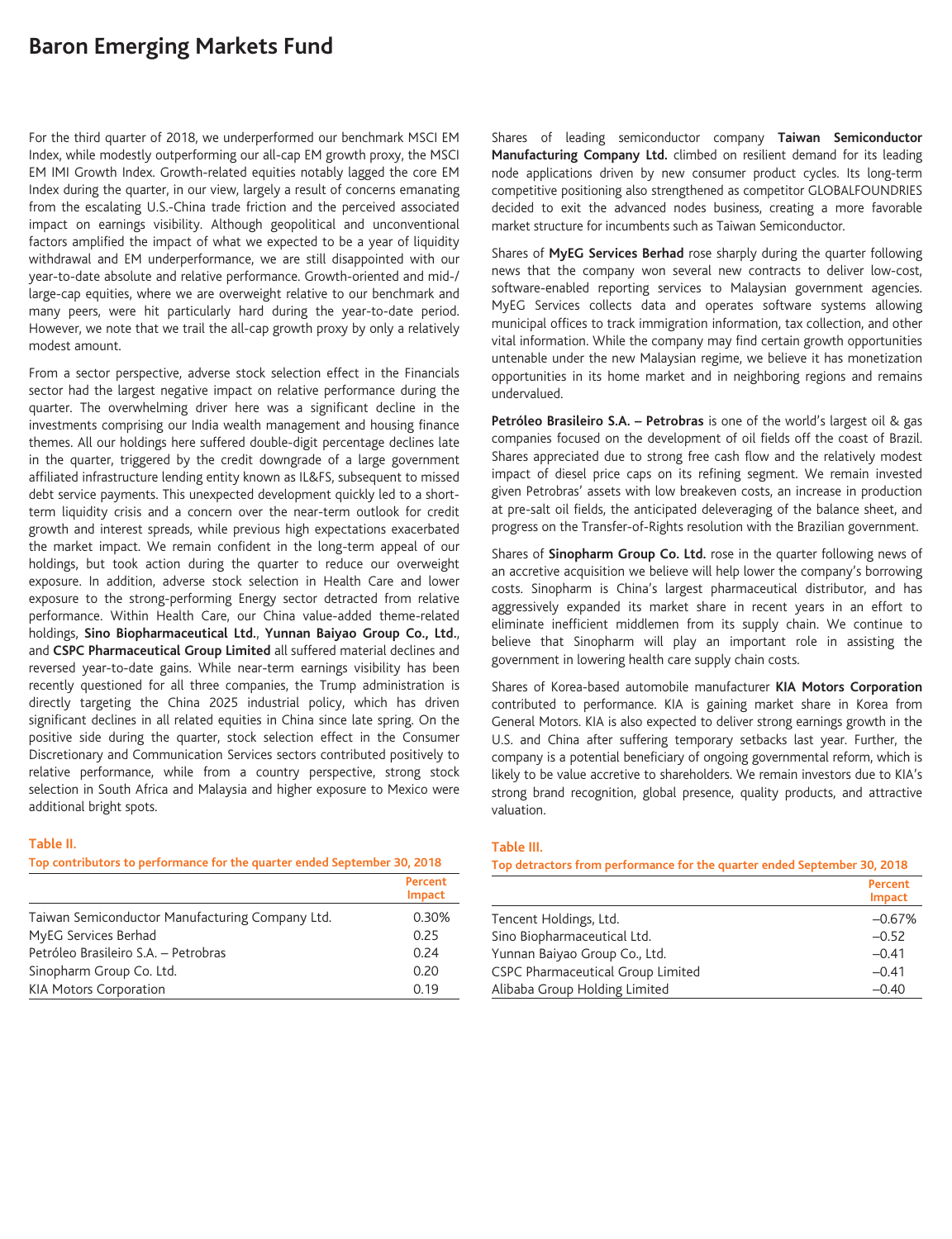# Baron Emerging Markets Fund

For the third quarter of 2018, we underperformed our benchmark MSCI EM Index, while modestly outperforming our all-cap EM growth proxy, the MSCI EM IMI Growth Index. Growth-related equities notably lagged the core EM Index during the quarter, in our view, largely a result of concerns emanating from the escalating U.S.-China trade friction and the perceived associated impact on earnings visibility. Although geopolitical and unconventional factors amplified the impact of what we expected to be a year of liquidity withdrawal and EM underperformance, we are still disappointed with our year-to-date absolute and relative performance. Growth-oriented and mid-/large-cap equities, where we are overweight relative to our benchmark and many peers, were hit particularly hard during the year-to-date period. However, we note that we trail the all-cap growth proxy by only a relatively modest amount.

From a sector perspective, adverse stock selection effect in the Financials sector had the largest negative impact on relative performance during the quarter. The overwhelming driver here was a significant decline in the investments comprising our India wealth management and housing finance themes. All our holdings here suffered double-digit percentage declines late in the quarter, triggered by the credit downgrade of a large government affiliated infrastructure lending entity known as IL&FS, subsequent to missed debt service payments. This unexpected development quickly led to a short-term liquidity crisis and a concern over the near-term outlook for credit growth and interest spreads, while previous high expectations exacerbated the market impact. We remain confident in the long-term appeal of our holdings, but took action during the quarter to reduce our overweight exposure. In addition, adverse stock selection in Health Care and lower exposure to the strong-performing Energy sector detracted from relative performance. Within Health Care, our China value-added theme-related holdings, **Sino Biopharmaceutical Ltd.**, **Yunnan Baiyao Group Co., Ltd.**, and **CSPC Pharmaceutical Group Limited** all suffered material declines and reversed year-to-date gains. While near-term earnings visibility has been recently questioned for all three companies, the Trump administration is directly targeting the China 2025 industrial policy, which has driven significant declines in all related equities in China since late spring. On the positive side during the quarter, stock selection effect in the Consumer Discretionary and Communication Services sectors contributed positively to relative performance, while from a country perspective, strong stock selection in South Africa and Malaysia and higher exposure to Mexico were additional bright spots.

**Table II.**

**Top contributors to performance for the quarter ended September 30, 2018**

| | Percent Impact |
|---|---|
| Taiwan Semiconductor Manufacturing Company Ltd. | 0.30% |
| MyEG Services Berhad | 0.25 |
| Petróleo Brasileiro S.A. – Petrobras | 0.24 |
| Sinopharm Group Co. Ltd. | 0.20 |
| KIA Motors Corporation | 0.19 |

Shares of leading semiconductor company **Taiwan Semiconductor Manufacturing Company Ltd.** climbed on resilient demand for its leading node applications driven by new consumer product cycles. Its long-term competitive positioning also strengthened as competitor GLOBALFOUNDRIES decided to exit the advanced nodes business, creating a more favorable market structure for incumbents such as Taiwan Semiconductor.

Shares of **MyEG Services Berhad** rose sharply during the quarter following news that the company won several new contracts to deliver low-cost, software-enabled reporting services to Malaysian government agencies. MyEG Services collects data and operates software systems allowing municipal offices to track immigration information, tax collection, and other vital information. While the company may find certain growth opportunities untenable under the new Malaysian regime, we believe it has monetization opportunities in its home market and in neighboring regions and remains undervalued.

**Petróleo Brasileiro S.A. – Petrobras** is one of the world's largest oil & gas companies focused on the development of oil fields off the coast of Brazil. Shares appreciated due to strong free cash flow and the relatively modest impact of diesel price caps on its refining segment. We remain invested given Petrobras' assets with low breakeven costs, an increase in production at pre-salt oil fields, the anticipated deleveraging of the balance sheet, and progress on the Transfer-of-Rights resolution with the Brazilian government.

Shares of **Sinopharm Group Co. Ltd.** rose in the quarter following news of an accretive acquisition we believe will help lower the company's borrowing costs. Sinopharm is China's largest pharmaceutical distributor, and has aggressively expanded its market share in recent years in an effort to eliminate inefficient middlemen from its supply chain. We continue to believe that Sinopharm will play an important role in assisting the government in lowering health care supply chain costs.

Shares of Korea-based automobile manufacturer **KIA Motors Corporation** contributed to performance. KIA is gaining market share in Korea from General Motors. KIA is also expected to deliver strong earnings growth in the U.S. and China after suffering temporary setbacks last year. Further, the company is a potential beneficiary of ongoing governmental reform, which is likely to be value accretive to shareholders. We remain investors due to KIA's strong brand recognition, global presence, quality products, and attractive valuation.

**Table III.**

**Top detractors from performance for the quarter ended September 30, 2018**

| | Percent Impact |
|---|---|
| Tencent Holdings, Ltd. | –0.67% |
| Sino Biopharmaceutical Ltd. | –0.52 |
| Yunnan Baiyao Group Co., Ltd. | –0.41 |
| CSPC Pharmaceutical Group Limited | –0.41 |
| Alibaba Group Holding Limited | –0.40 |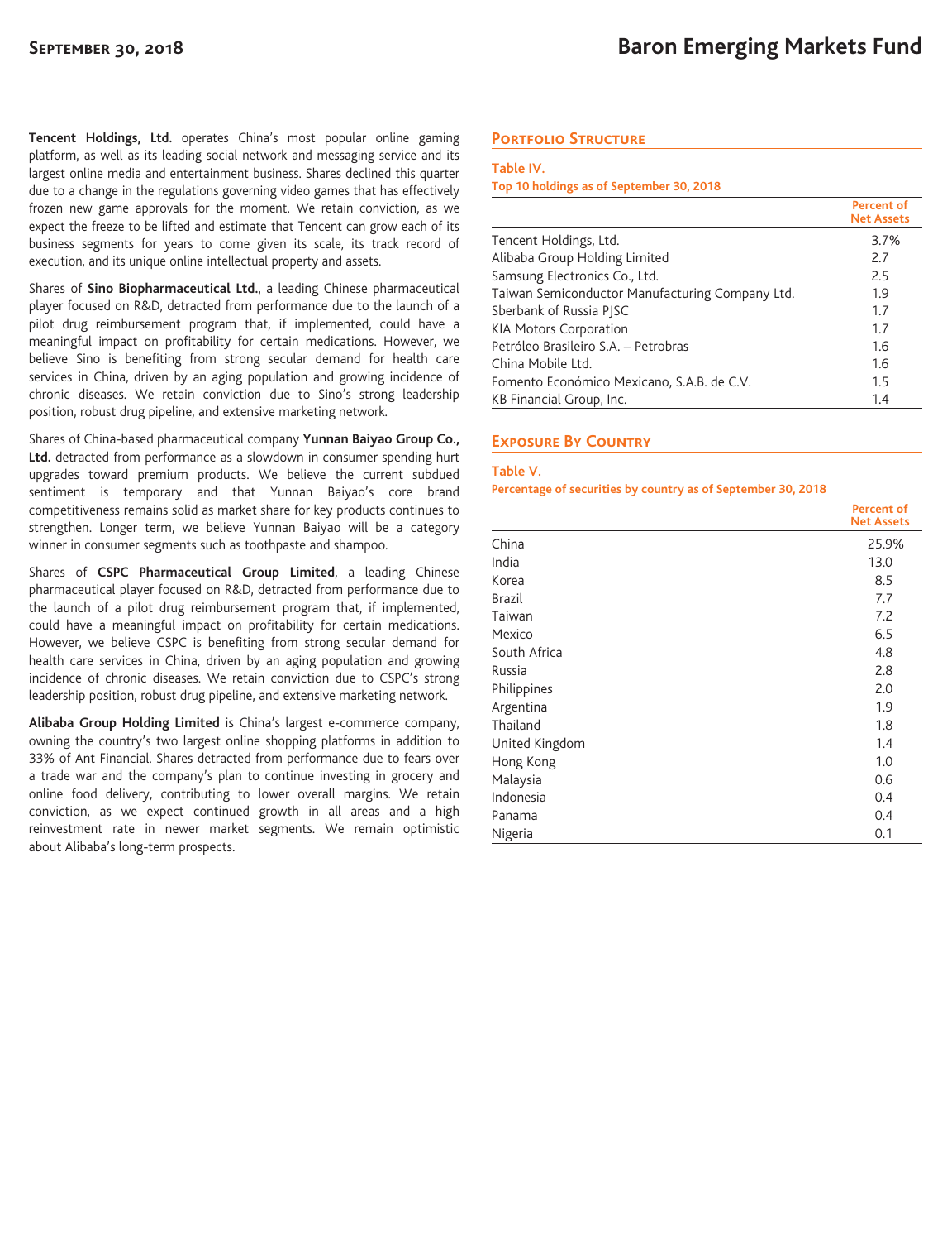**Tencent Holdings, Ltd.** operates China's most popular online gaming platform, as well as its leading social network and messaging service and its largest online media and entertainment business. Shares declined this quarter due to a change in the regulations governing video games that has effectively frozen new game approvals for the moment. We retain conviction, as we expect the freeze to be lifted and estimate that Tencent can grow each of its business segments for years to come given its scale, its track record of execution, and its unique online intellectual property and assets.

Shares of **Sino Biopharmaceutical Ltd.**, a leading Chinese pharmaceutical player focused on R&D, detracted from performance due to the launch of a pilot drug reimbursement program that, if implemented, could have a meaningful impact on profitability for certain medications. However, we believe Sino is benefiting from strong secular demand for health care services in China, driven by an aging population and growing incidence of chronic diseases. We retain conviction due to Sino's strong leadership position, robust drug pipeline, and extensive marketing network.

Shares of China-based pharmaceutical company **Yunnan Baiyao Group Co., Ltd.** detracted from performance as a slowdown in consumer spending hurt upgrades toward premium products. We believe the current subdued sentiment is temporary and that Yunnan Baiyao's core brand competitiveness remains solid as market share for key products continues to strengthen. Longer term, we believe Yunnan Baiyao will be a category winner in consumer segments such as toothpaste and shampoo.

Shares of **CSPC Pharmaceutical Group Limited**, a leading Chinese pharmaceutical player focused on R&D, detracted from performance due to the launch of a pilot drug reimbursement program that, if implemented, could have a meaningful impact on profitability for certain medications. However, we believe CSPC is benefiting from strong secular demand for health care services in China, driven by an aging population and growing incidence of chronic diseases. We retain conviction due to CSPC's strong leadership position, robust drug pipeline, and extensive marketing network.

**Alibaba Group Holding Limited** is China's largest e-commerce company, owning the country's two largest online shopping platforms in addition to 33% of Ant Financial. Shares detracted from performance due to fears over a trade war and the company's plan to continue investing in grocery and online food delivery, contributing to lower overall margins. We retain conviction, as we expect continued growth in all areas and a high reinvestment rate in newer market segments. We remain optimistic about Alibaba's long-term prospects.

## Portfolio Structure

**Table IV.**
**Top 10 holdings as of September 30, 2018**

| | Percent of Net Assets |
|---|---|
| Tencent Holdings, Ltd. | 3.7% |
| Alibaba Group Holding Limited | 2.7 |
| Samsung Electronics Co., Ltd. | 2.5 |
| Taiwan Semiconductor Manufacturing Company Ltd. | 1.9 |
| Sberbank of Russia PJSC | 1.7 |
| KIA Motors Corporation | 1.7 |
| Petróleo Brasileiro S.A. – Petrobras | 1.6 |
| China Mobile Ltd. | 1.6 |
| Fomento Económico Mexicano, S.A.B. de C.V. | 1.5 |
| KB Financial Group, Inc. | 1.4 |

## Exposure By Country

**Table V.**
**Percentage of securities by country as of September 30, 2018**

| | Percent of Net Assets |
|---|---|
| China | 25.9% |
| India | 13.0 |
| Korea | 8.5 |
| Brazil | 7.7 |
| Taiwan | 7.2 |
| Mexico | 6.5 |
| South Africa | 4.8 |
| Russia | 2.8 |
| Philippines | 2.0 |
| Argentina | 1.9 |
| Thailand | 1.8 |
| United Kingdom | 1.4 |
| Hong Kong | 1.0 |
| Malaysia | 0.6 |
| Indonesia | 0.4 |
| Panama | 0.4 |
| Nigeria | 0.1 |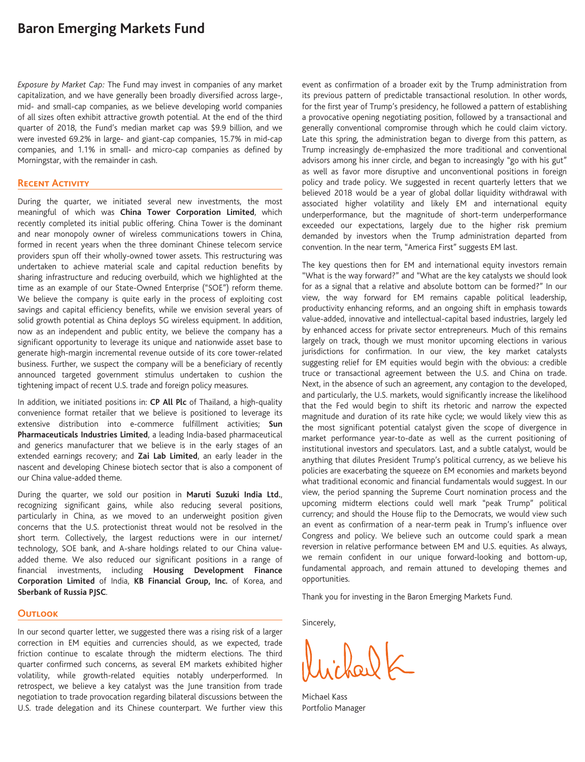*Exposure by Market Cap:* The Fund may invest in companies of any market capitalization, and we have generally been broadly diversified across large-, mid- and small-cap companies, as we believe developing world companies of all sizes often exhibit attractive growth potential. At the end of the third quarter of 2018, the Fund's median market cap was $9.9 billion, and we were invested 69.2% in large- and giant-cap companies, 15.7% in mid-cap companies, and 1.1% in small- and micro-cap companies as defined by Morningstar, with the remainder in cash.

## Recent Activity

During the quarter, we initiated several new investments, the most meaningful of which was **China Tower Corporation Limited**, which recently completed its initial public offering. China Tower is the dominant and near monopoly owner of wireless communications towers in China, formed in recent years when the three dominant Chinese telecom service providers spun off their wholly-owned tower assets. This restructuring was undertaken to achieve material scale and capital reduction benefits by sharing infrastructure and reducing overbuild, which we highlighted at the time as an example of our State-Owned Enterprise ("SOE") reform theme. We believe the company is quite early in the process of exploiting cost savings and capital efficiency benefits, while we envision several years of solid growth potential as China deploys 5G wireless equipment. In addition, now as an independent and public entity, we believe the company has a significant opportunity to leverage its unique and nationwide asset base to generate high-margin incremental revenue outside of its core tower-related business. Further, we suspect the company will be a beneficiary of recently announced targeted government stimulus undertaken to cushion the tightening impact of recent U.S. trade and foreign policy measures.

In addition, we initiated positions in: **CP All Plc** of Thailand, a high-quality convenience format retailer that we believe is positioned to leverage its extensive distribution into e-commerce fulfillment activities; **Sun Pharmaceuticals Industries Limited**, a leading India-based pharmaceutical and generics manufacturer that we believe is in the early stages of an extended earnings recovery; and **Zai Lab Limited**, an early leader in the nascent and developing Chinese biotech sector that is also a component of our China value-added theme.

During the quarter, we sold our position in **Maruti Suzuki India Ltd.**, recognizing significant gains, while also reducing several positions, particularly in China, as we moved to an underweight position given concerns that the U.S. protectionist threat would not be resolved in the short term. Collectively, the largest reductions were in our internet/technology, SOE bank, and A-share holdings related to our China value-added theme. We also reduced our significant positions in a range of financial investments, including **Housing Development Finance Corporation Limited** of India, **KB Financial Group, Inc.** of Korea, and **Sberbank of Russia PJSC**.

## Outlook

In our second quarter letter, we suggested there was a rising risk of a larger correction in EM equities and currencies should, as we expected, trade friction continue to escalate through the midterm elections. The third quarter confirmed such concerns, as several EM markets exhibited higher volatility, while growth-related equities notably underperformed. In retrospect, we believe a key catalyst was the June transition from trade negotiation to trade provocation regarding bilateral discussions between the U.S. trade delegation and its Chinese counterpart. We further view this event as confirmation of a broader exit by the Trump administration from its previous pattern of predictable transactional resolution. In other words, for the first year of Trump's presidency, he followed a pattern of establishing a provocative opening negotiating position, followed by a transactional and generally conventional compromise through which he could claim victory. Late this spring, the administration began to diverge from this pattern, as Trump increasingly de-emphasized the more traditional and conventional advisors among his inner circle, and began to increasingly "go with his gut" as well as favor more disruptive and unconventional positions in foreign policy and trade policy. We suggested in recent quarterly letters that we believed 2018 would be a year of global dollar liquidity withdrawal with associated higher volatility and likely EM and international equity underperformance, but the magnitude of short-term underperformance exceeded our expectations, largely due to the higher risk premium demanded by investors when the Trump administration departed from convention. In the near term, "America First" suggests EM last.

The key questions then for EM and international equity investors remain "What is the way forward?" and "What are the key catalysts we should look for as a signal that a relative and absolute bottom can be formed?" In our view, the way forward for EM remains capable political leadership, productivity enhancing reforms, and an ongoing shift in emphasis towards value-added, innovative and intellectual-capital based industries, largely led by enhanced access for private sector entrepreneurs. Much of this remains largely on track, though we must monitor upcoming elections in various jurisdictions for confirmation. In our view, the key market catalysts suggesting relief for EM equities would begin with the obvious: a credible truce or transactional agreement between the U.S. and China on trade. Next, in the absence of such an agreement, any contagion to the developed, and particularly, the U.S. markets, would significantly increase the likelihood that the Fed would begin to shift its rhetoric and narrow the expected magnitude and duration of its rate hike cycle; we would likely view this as the most significant potential catalyst given the scope of divergence in market performance year-to-date as well as the current positioning of institutional investors and speculators. Last, and a subtle catalyst, would be anything that dilutes President Trump's political currency, as we believe his policies are exacerbating the squeeze on EM economies and markets beyond what traditional economic and financial fundamentals would suggest. In our view, the period spanning the Supreme Court nomination process and the upcoming midterm elections could well mark "peak Trump" political currency; and should the House flip to the Democrats, we would view such an event as confirmation of a near-term peak in Trump's influence over Congress and policy. We believe such an outcome could spark a mean reversion in relative performance between EM and U.S. equities. As always, we remain confident in our unique forward-looking and bottom-up, fundamental approach, and remain attuned to developing themes and opportunities.

Thank you for investing in the Baron Emerging Markets Fund.

Sincerely,

Michael Kass
Portfolio Manager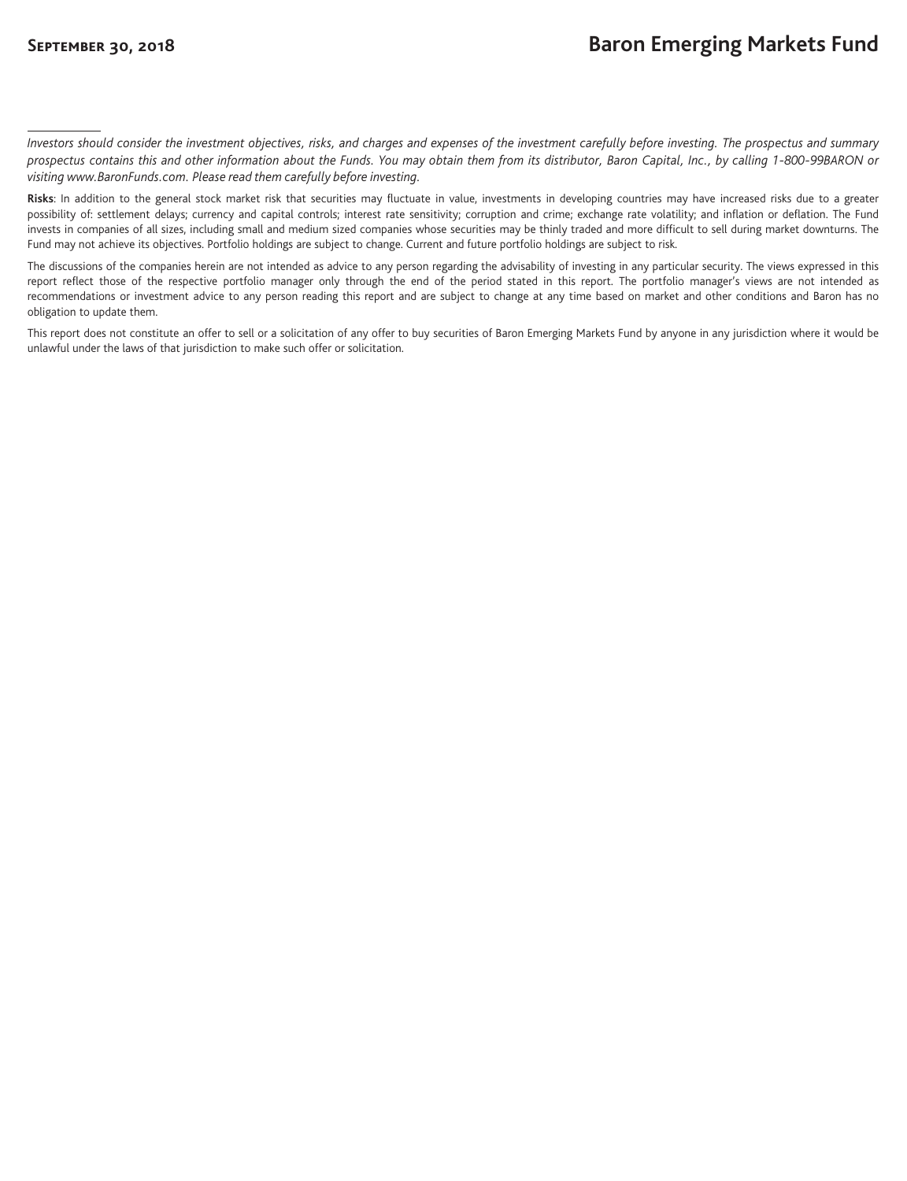*Investors should consider the investment objectives, risks, and charges and expenses of the investment carefully before investing. The prospectus and summary prospectus contains this and other information about the Funds. You may obtain them from its distributor, Baron Capital, Inc., by calling 1-800-99BARON or visiting www.BaronFunds.com. Please read them carefully before investing.*

**Risks**: In addition to the general stock market risk that securities may fluctuate in value, investments in developing countries may have increased risks due to a greater possibility of: settlement delays; currency and capital controls; interest rate sensitivity; corruption and crime; exchange rate volatility; and inflation or deflation. The Fund invests in companies of all sizes, including small and medium sized companies whose securities may be thinly traded and more difficult to sell during market downturns. The Fund may not achieve its objectives. Portfolio holdings are subject to change. Current and future portfolio holdings are subject to risk.

The discussions of the companies herein are not intended as advice to any person regarding the advisability of investing in any particular security. The views expressed in this report reflect those of the respective portfolio manager only through the end of the period stated in this report. The portfolio manager's views are not intended as recommendations or investment advice to any person reading this report and are subject to change at any time based on market and other conditions and Baron has no obligation to update them.

This report does not constitute an offer to sell or a solicitation of any offer to buy securities of Baron Emerging Markets Fund by anyone in any jurisdiction where it would be unlawful under the laws of that jurisdiction to make such offer or solicitation.